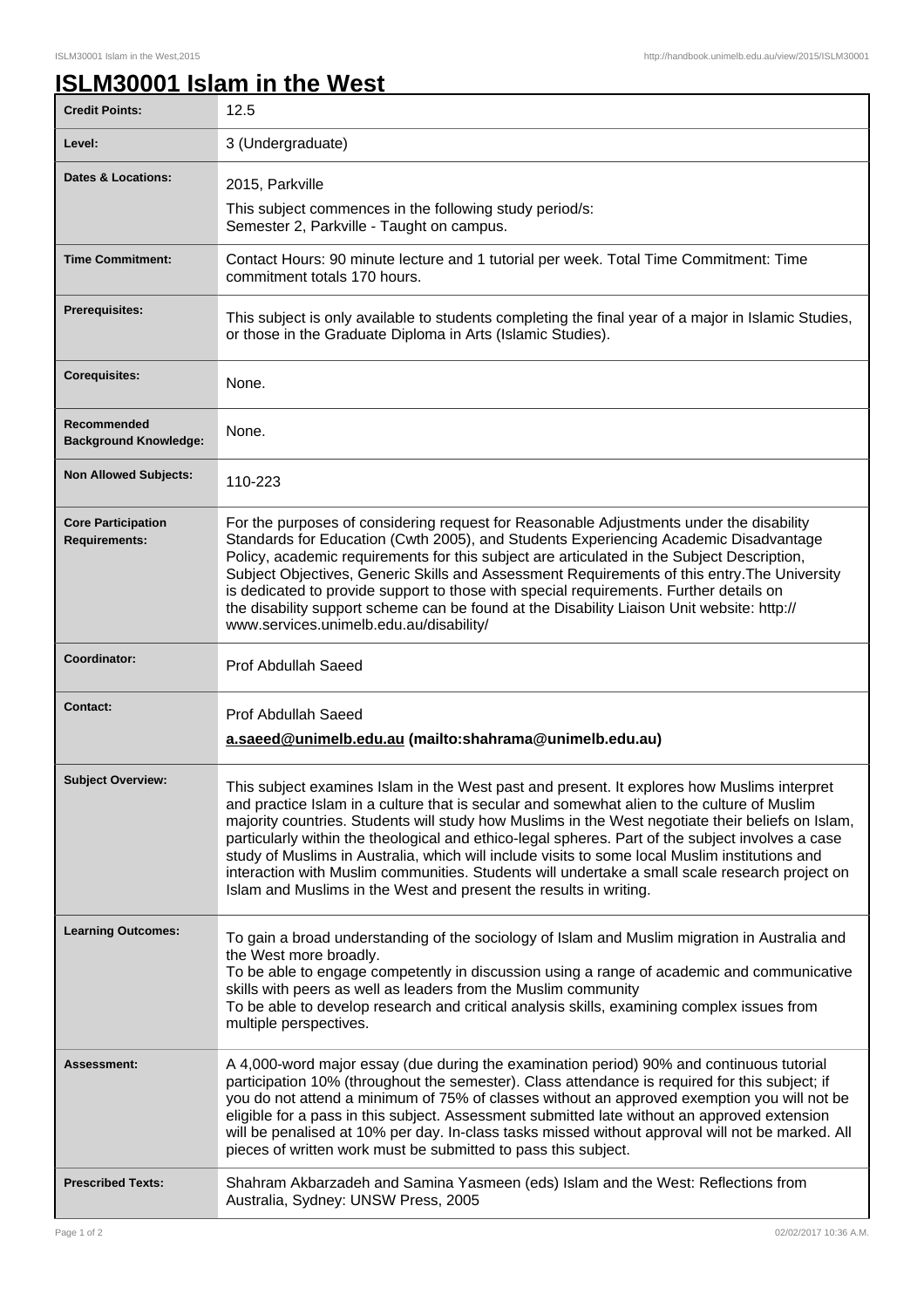# ISLM30001 Islam in the West

| | |
|---|---|
| **Credit Points:** | 12.5 |
| **Level:** | 3 (Undergraduate) |
| **Dates & Locations:** | 2015, Parkville<br>This subject commences in the following study period/s:<br>Semester 2, Parkville - Taught on campus. |
| **Time Commitment:** | Contact Hours: 90 minute lecture and 1 tutorial per week. Total Time Commitment: Time commitment totals 170 hours. |
| **Prerequisites:** | This subject is only available to students completing the final year of a major in Islamic Studies, or those in the Graduate Diploma in Arts (Islamic Studies). |
| **Corequisites:** | None. |
| **Recommended Background Knowledge:** | None. |
| **Non Allowed Subjects:** | 110-223 |
| **Core Participation Requirements:** | For the purposes of considering request for Reasonable Adjustments under the disability Standards for Education (Cwth 2005), and Students Experiencing Academic Disadvantage Policy, academic requirements for this subject are articulated in the Subject Description, Subject Objectives, Generic Skills and Assessment Requirements of this entry.The University is dedicated to provide support to those with special requirements. Further details on the disability support scheme can be found at the Disability Liaison Unit website: http://www.services.unimelb.edu.au/disability/ |
| **Coordinator:** | Prof Abdullah Saeed |
| **Contact:** | Prof Abdullah Saeed<br>**a.saeed@unimelb.edu.au (mailto:shahrama@unimelb.edu.au)** |
| **Subject Overview:** | This subject examines Islam in the West past and present. It explores how Muslims interpret and practice Islam in a culture that is secular and somewhat alien to the culture of Muslim majority countries. Students will study how Muslims in the West negotiate their beliefs on Islam, particularly within the theological and ethico-legal spheres. Part of the subject involves a case study of Muslims in Australia, which will include visits to some local Muslim institutions and interaction with Muslim communities. Students will undertake a small scale research project on Islam and Muslims in the West and present the results in writing. |
| **Learning Outcomes:** | To gain a broad understanding of the sociology of Islam and Muslim migration in Australia and the West more broadly.<br>To be able to engage competently in discussion using a range of academic and communicative skills with peers as well as leaders from the Muslim community<br>To be able to develop research and critical analysis skills, examining complex issues from multiple perspectives. |
| **Assessment:** | A 4,000-word major essay (due during the examination period) 90% and continuous tutorial participation 10% (throughout the semester). Class attendance is required for this subject; if you do not attend a minimum of 75% of classes without an approved exemption you will not be eligible for a pass in this subject. Assessment submitted late without an approved extension will be penalised at 10% per day. In-class tasks missed without approval will not be marked. All pieces of written work must be submitted to pass this subject. |
| **Prescribed Texts:** | Shahram Akbarzadeh and Samina Yasmeen (eds) Islam and the West: Reflections from Australia, Sydney: UNSW Press, 2005 |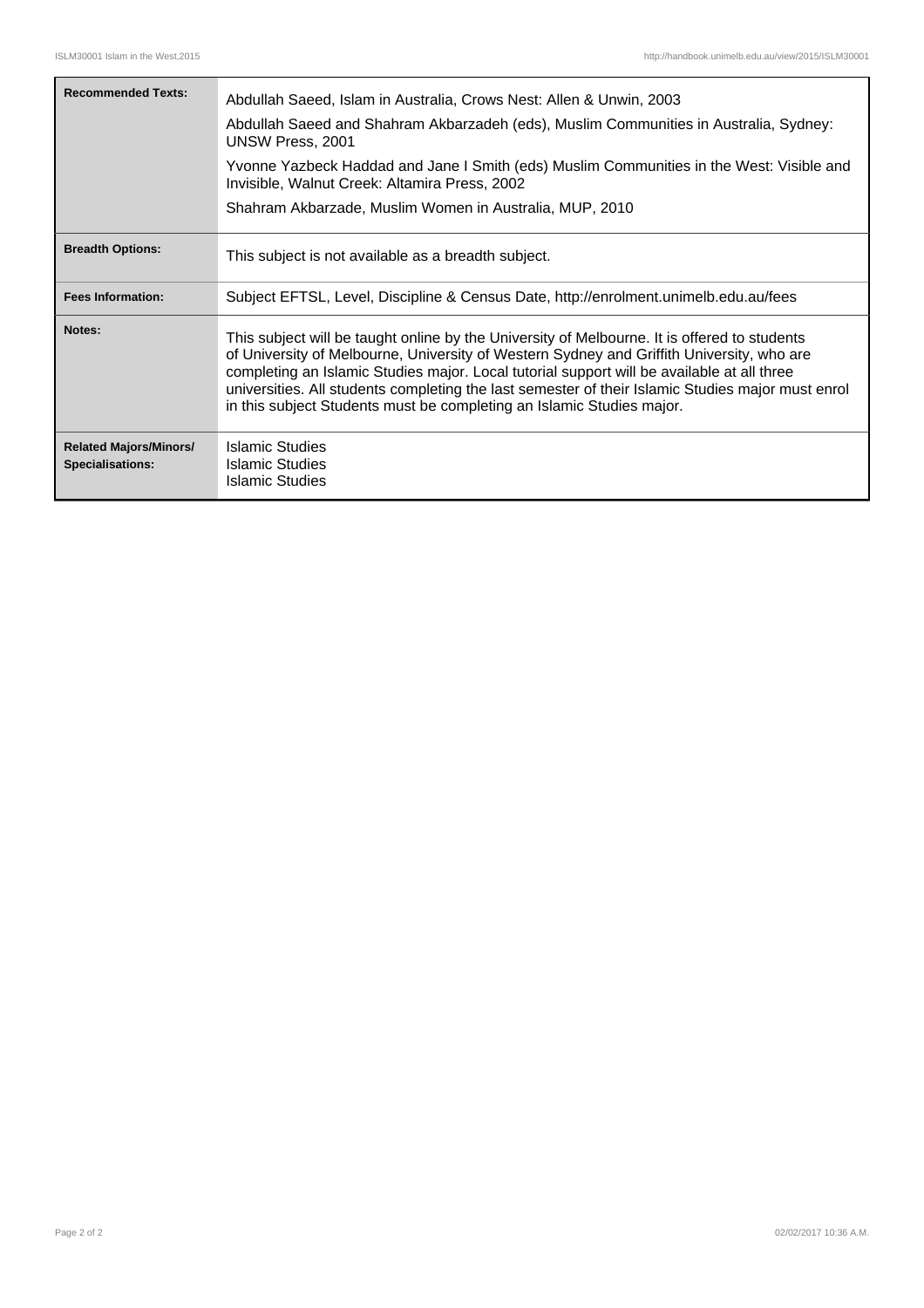| | |
|---|---|
| **Recommended Texts:** | Abdullah Saeed, Islam in Australia, Crows Nest: Allen & Unwin, 2003<br><br>Abdullah Saeed and Shahram Akbarzadeh (eds), Muslim Communities in Australia, Sydney: UNSW Press, 2001<br><br>Yvonne Yazbeck Haddad and Jane I Smith (eds) Muslim Communities in the West: Visible and Invisible, Walnut Creek: Altamira Press, 2002<br><br>Shahram Akbarzade, Muslim Women in Australia, MUP, 2010 |
| **Breadth Options:** | This subject is not available as a breadth subject. |
| **Fees Information:** | Subject EFTSL, Level, Discipline & Census Date, http://enrolment.unimelb.edu.au/fees |
| **Notes:** | This subject will be taught online by the University of Melbourne. It is offered to students of University of Melbourne, University of Western Sydney and Griffith University, who are completing an Islamic Studies major. Local tutorial support will be available at all three universities. All students completing the last semester of their Islamic Studies major must enrol in this subject Students must be completing an Islamic Studies major. |
| **Related Majors/Minors/ Specialisations:** | Islamic Studies<br>Islamic Studies<br>Islamic Studies |